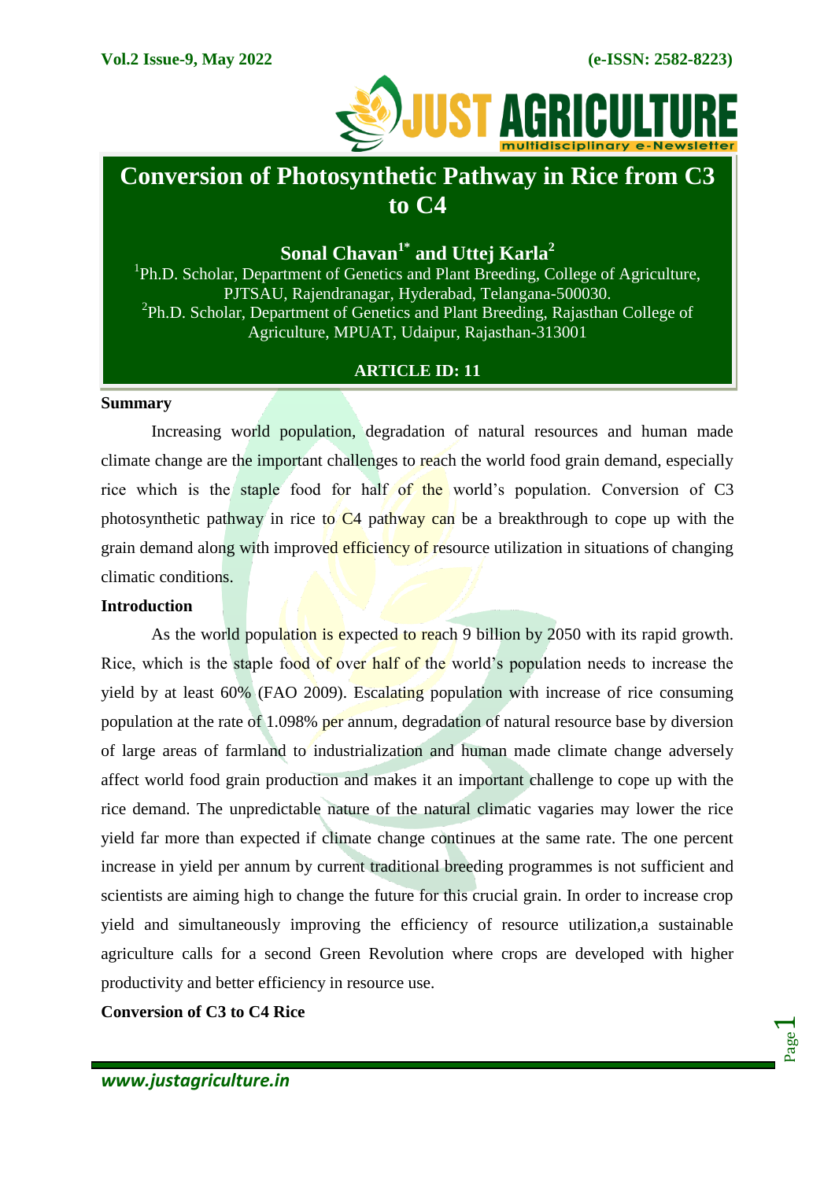# Conversion of Photosynthetic Pathway in Rice from C3 to C4

**Sonal Chavan[1*] and Uttej Karla[2]**

[1]Ph.D. Scholar, Department of Genetics and Plant Breeding, College of Agriculture, PJTSAU, Rajendranagar, Hyderabad, Telangana-500030.
[2]Ph.D. Scholar, Department of Genetics and Plant Breeding, Rajasthan College of Agriculture, MPUAT, Udaipur, Rajasthan-313001

**ARTICLE ID: 11**

## Summary

Increasing world population, degradation of natural resources and human made climate change are the important challenges to reach the world food grain demand, especially rice which is the staple food for half of the world's population. Conversion of C3 photosynthetic pathway in rice to C4 pathway can be a breakthrough to cope up with the grain demand along with improved efficiency of resource utilization in situations of changing climatic conditions.

## Introduction

As the world population is expected to reach 9 billion by 2050 with its rapid growth. Rice, which is the staple food of over half of the world's population needs to increase the yield by at least 60% (FAO 2009). Escalating population with increase of rice consuming population at the rate of 1.098% per annum, degradation of natural resource base by diversion of large areas of farmland to industrialization and human made climate change adversely affect world food grain production and makes it an important challenge to cope up with the rice demand. The unpredictable nature of the natural climatic vagaries may lower the rice yield far more than expected if climate change continues at the same rate. The one percent increase in yield per annum by current traditional breeding programmes is not sufficient and scientists are aiming high to change the future for this crucial grain. In order to increase crop yield and simultaneously improving the efficiency of resource utilization,a sustainable agriculture calls for a second Green Revolution where crops are developed with higher productivity and better efficiency in resource use.

## Conversion of C3 to C4 Rice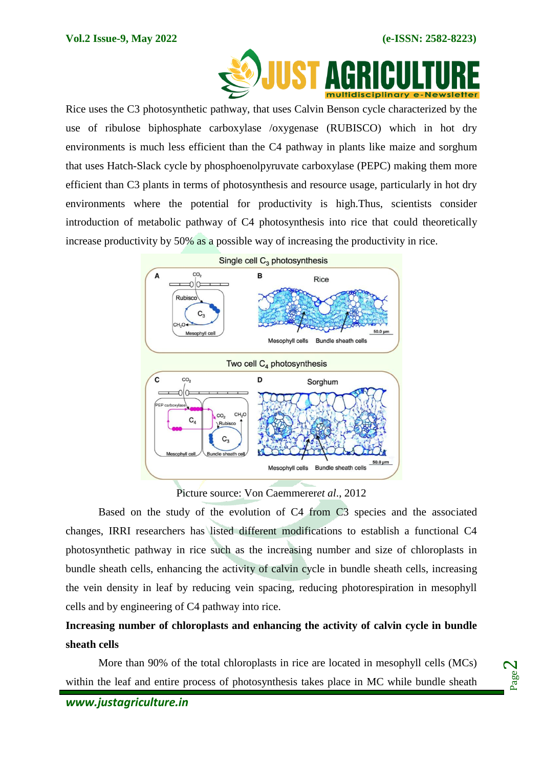Rice uses the C3 photosynthetic pathway, that uses Calvin Benson cycle characterized by the use of ribulose biphosphate carboxylase /oxygenase (RUBISCO) which in hot dry environments is much less efficient than the C4 pathway in plants like maize and sorghum that uses Hatch-Slack cycle by phosphoenolpyruvate carboxylase (PEPC) making them more efficient than C3 plants in terms of photosynthesis and resource usage, particularly in hot dry environments where the potential for productivity is high.Thus, scientists consider introduction of metabolic pathway of C4 photosynthesis into rice that could theoretically increase productivity by 50% as a possible way of increasing the productivity in rice.

Picture source: Von Caemmereret *al.*, 2012

Based on the study of the evolution of C4 from C3 species and the associated changes, IRRI researchers has listed different modifications to establish a functional C4 photosynthetic pathway in rice such as the increasing number and size of chloroplasts in bundle sheath cells, enhancing the activity of calvin cycle in bundle sheath cells, increasing the vein density in leaf by reducing vein spacing, reducing photorespiration in mesophyll cells and by engineering of C4 pathway into rice.

**Increasing number of chloroplasts and enhancing the activity of calvin cycle in bundle sheath cells**

More than 90% of the total chloroplasts in rice are located in mesophyll cells (MCs) within the leaf and entire process of photosynthesis takes place in MC while bundle sheath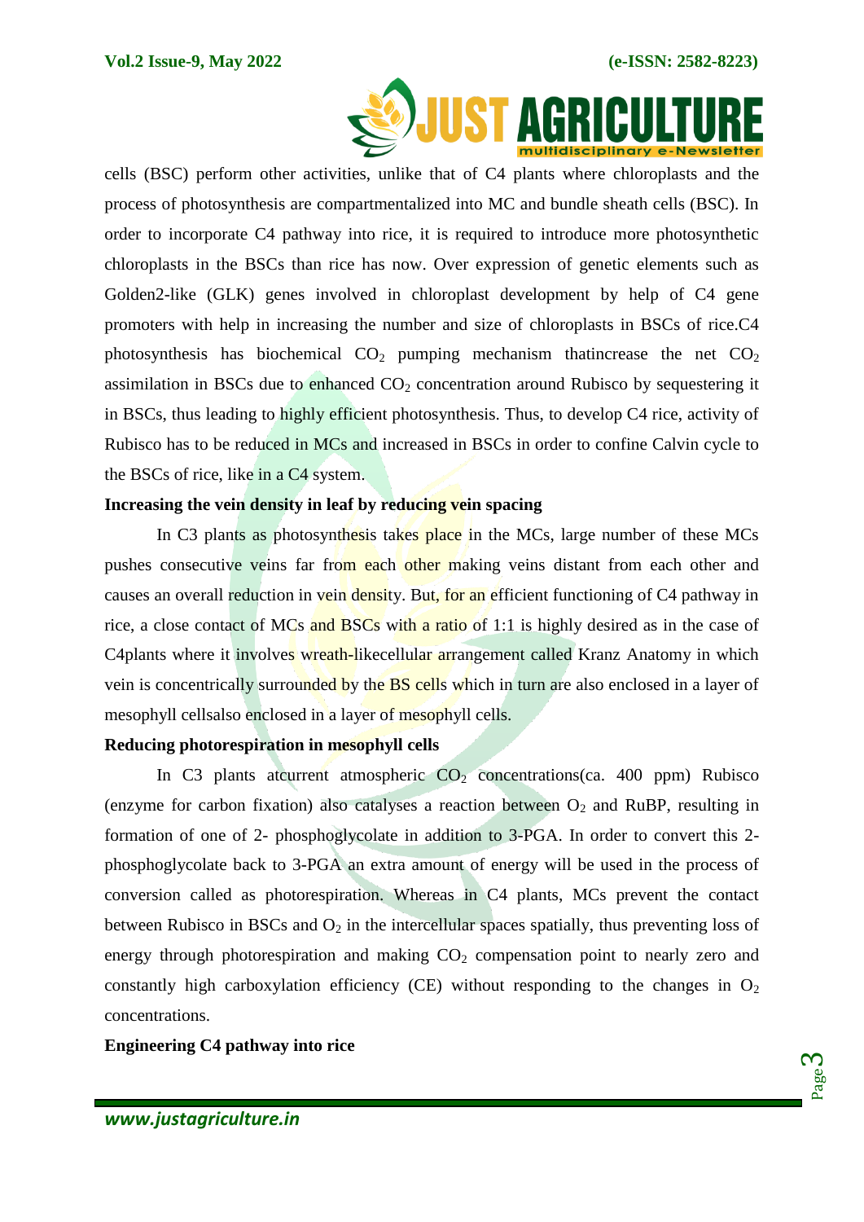cells (BSC) perform other activities, unlike that of C4 plants where chloroplasts and the process of photosynthesis are compartmentalized into MC and bundle sheath cells (BSC). In order to incorporate C4 pathway into rice, it is required to introduce more photosynthetic chloroplasts in the BSCs than rice has now. Over expression of genetic elements such as Golden2-like (GLK) genes involved in chloroplast development by help of C4 gene promoters with help in increasing the number and size of chloroplasts in BSCs of rice.C4 photosynthesis has biochemical $CO_2$ pumping mechanism thatincrease the net $CO_2$ assimilation in BSCs due to enhanced $CO_2$ concentration around Rubisco by sequestering it in BSCs, thus leading to highly efficient photosynthesis. Thus, to develop C4 rice, activity of Rubisco has to be reduced in MCs and increased in BSCs in order to confine Calvin cycle to the BSCs of rice, like in a C4 system.

**Increasing the vein density in leaf by reducing vein spacing**

In C3 plants as photosynthesis takes place in the MCs, large number of these MCs pushes consecutive veins far from each other making veins distant from each other and causes an overall reduction in vein density. But, for an efficient functioning of C4 pathway in rice, a close contact of MCs and BSCs with a ratio of 1:1 is highly desired as in the case of C4plants where it involves wreath-likecellular arrangement called Kranz Anatomy in which vein is concentrically surrounded by the BS cells which in turn are also enclosed in a layer of mesophyll cellsalso enclosed in a layer of mesophyll cells.

**Reducing photorespiration in mesophyll cells**

In C3 plants atcurrent atmospheric $CO_2$ concentrations(ca. 400 ppm) Rubisco (enzyme for carbon fixation) also catalyses a reaction between $O_2$ and RuBP, resulting in formation of one of 2- phosphoglycolate in addition to 3-PGA. In order to convert this 2-phosphoglycolate back to 3-PGA an extra amount of energy will be used in the process of conversion called as photorespiration. Whereas in C4 plants, MCs prevent the contact between Rubisco in BSCs and $O_2$ in the intercellular spaces spatially, thus preventing loss of energy through photorespiration and making $CO_2$ compensation point to nearly zero and constantly high carboxylation efficiency (CE) without responding to the changes in $O_2$ concentrations.

**Engineering C4 pathway into rice**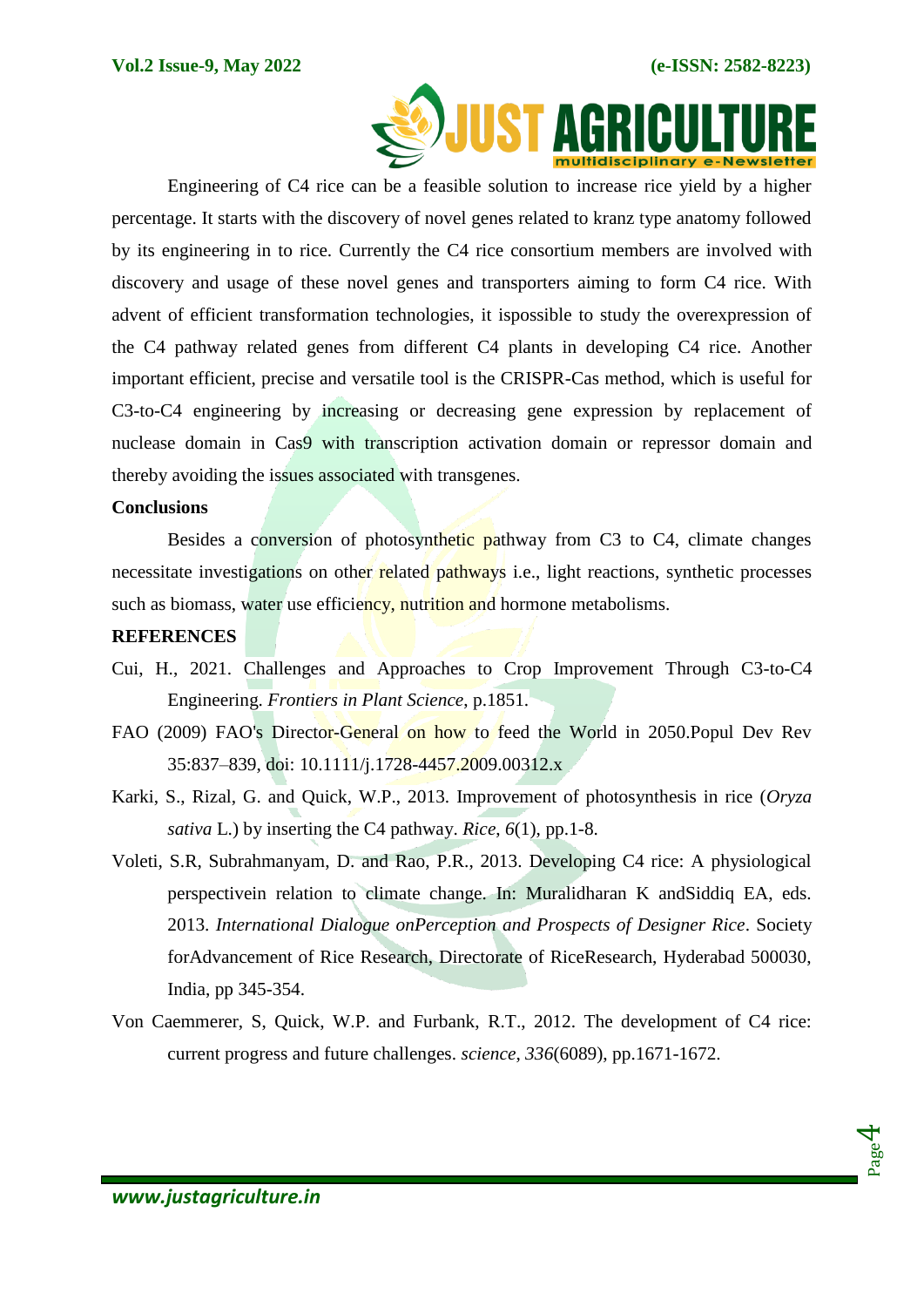Engineering of C4 rice can be a feasible solution to increase rice yield by a higher percentage. It starts with the discovery of novel genes related to kranz type anatomy followed by its engineering in to rice. Currently the C4 rice consortium members are involved with discovery and usage of these novel genes and transporters aiming to form C4 rice. With advent of efficient transformation technologies, it ispossible to study the overexpression of the C4 pathway related genes from different C4 plants in developing C4 rice. Another important efficient, precise and versatile tool is the CRISPR-Cas method, which is useful for C3-to-C4 engineering by increasing or decreasing gene expression by replacement of nuclease domain in Cas9 with transcription activation domain or repressor domain and thereby avoiding the issues associated with transgenes.

**Conclusions**

Besides a conversion of photosynthetic pathway from C3 to C4, climate changes necessitate investigations on other related pathways i.e., light reactions, synthetic processes such as biomass, water use efficiency, nutrition and hormone metabolisms.

**REFERENCES**

Cui, H., 2021. Challenges and Approaches to Crop Improvement Through C3-to-C4 Engineering. *Frontiers in Plant Science*, p.1851.

FAO (2009) FAO's Director-General on how to feed the World in 2050.Popul Dev Rev 35:837–839, doi: 10.1111/j.1728-4457.2009.00312.x

Karki, S., Rizal, G. and Quick, W.P., 2013. Improvement of photosynthesis in rice (*Oryza sativa* L.) by inserting the C4 pathway. *Rice*, *6*(1), pp.1-8.

Voleti, S.R, Subrahmanyam, D. and Rao, P.R., 2013. Developing C4 rice: A physiological perspectivein relation to climate change. In: Muralidharan K andSiddiq EA, eds. 2013. *International Dialogue onPerception and Prospects of Designer Rice*. Society forAdvancement of Rice Research, Directorate of RiceResearch, Hyderabad 500030, India, pp 345-354.

Von Caemmerer, S, Quick, W.P. and Furbank, R.T., 2012. The development of C4 rice: current progress and future challenges. *science*, *336*(6089), pp.1671-1672.